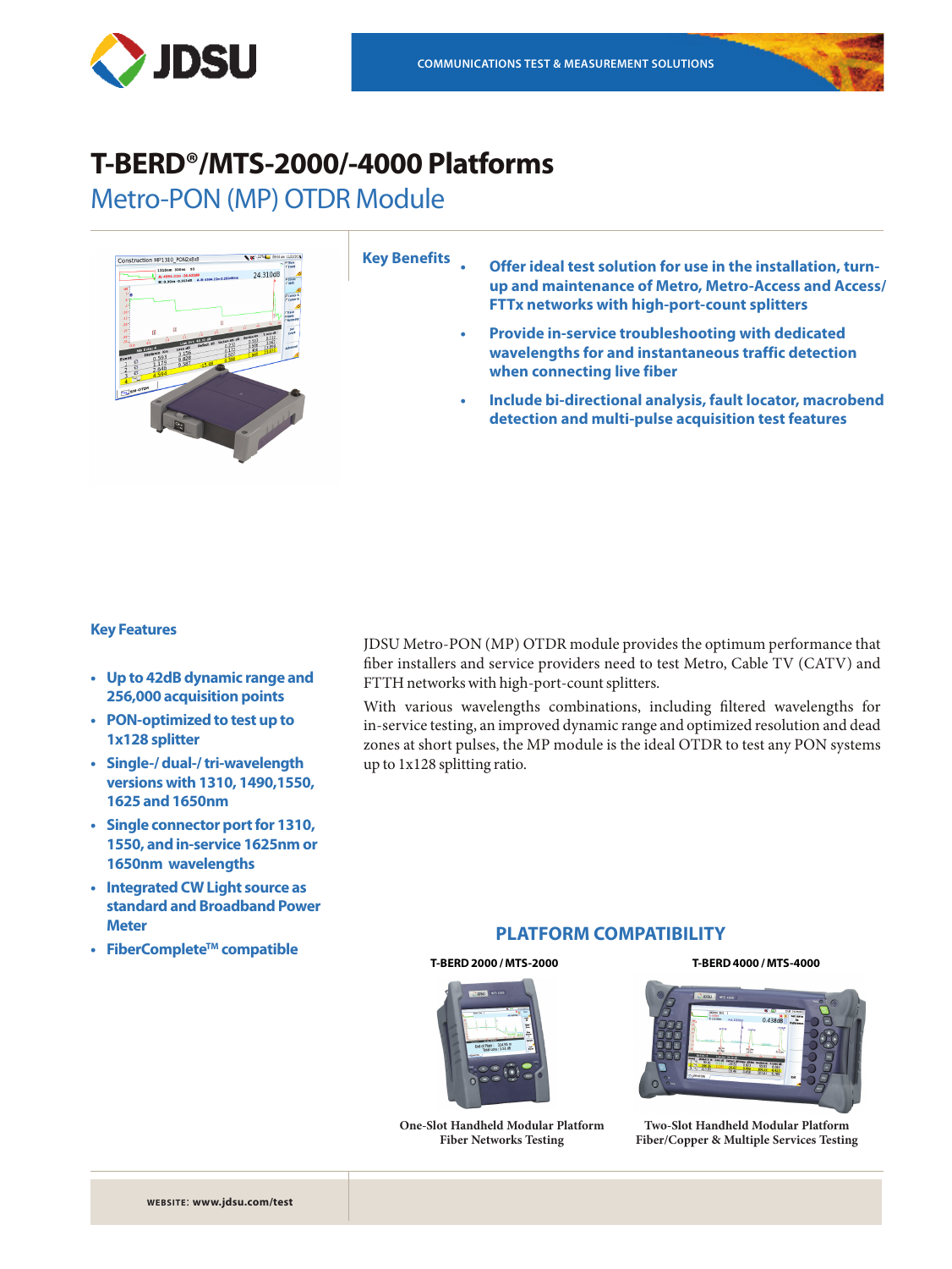COMMUNICATIONS TEST & MEASUREMENT SOLUTIONS

# T-BERD®/MTS-2000/-4000 Platforms

## Metro-PON (MP) OTDR Module

### Key Benefits

- **Offer ideal test solution for use in the installation, turn-up and maintenance of Metro, Metro-Access and Access/FTTx networks with high-port-count splitters**
- **Provide in-service troubleshooting with dedicated wavelengths for and instantaneous traffic detection when connecting live fiber**
- **Include bi-directional analysis, fault locator, macrobend detection and multi-pulse acquisition test features**

### Key Features

- **Up to 42dB dynamic range and 256,000 acquisition points**
- **PON-optimized to test up to 1x128 splitter**
- **Single-/ dual-/ tri-wavelength versions with 1310, 1490,1550, 1625 and 1650nm**
- **Single connector port for 1310, 1550, and in-service 1625nm or 1650nm wavelengths**
- **Integrated CW Light source as standard and Broadband Power Meter**
- **FiberComplete™ compatible**

JDSU Metro-PON (MP) OTDR module provides the optimum performance that fiber installers and service providers need to test Metro, Cable TV (CATV) and FTTH networks with high-port-count splitters.

With various wavelengths combinations, including filtered wavelengths for in-service testing, an improved dynamic range and optimized resolution and dead zones at short pulses, the MP module is the ideal OTDR to test any PON systems up to 1x128 splitting ratio.

### PLATFORM COMPATIBILITY

| T-BERD 2000 / MTS-2000 | T-BERD 4000 / MTS-4000 |
| --- | --- |
| One-Slot Handheld Modular Platform<br>Fiber Networks Testing | Two-Slot Handheld Modular Platform<br>Fiber/Copper & Multiple Services Testing |

WEBSITE: www.jdsu.com/test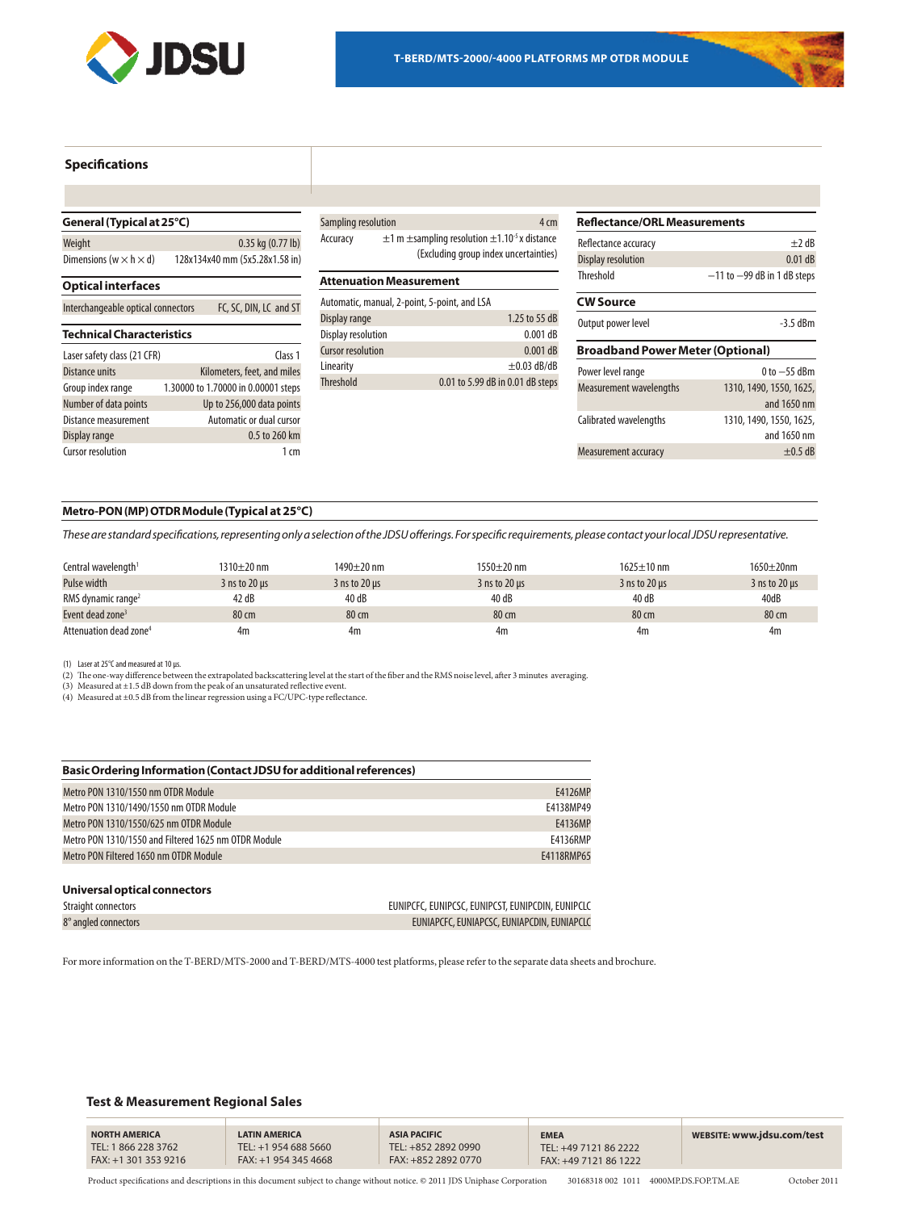## Specifications

### General (Typical at 25°C)

| | |
|---|---|
| Weight | 0.35 kg (0.77 lb) |
| Dimensions (w × h × d) | 128x134x40 mm (5x5.28x1.58 in) |

### Optical interfaces

| | |
|---|---|
| Interchangeable optical connectors | FC, SC, DIN, LC and ST |

### Technical Characteristics

| | |
|---|---|
| Laser safety class (21 CFR) | Class 1 |
| Distance units | Kilometers, feet, and miles |
| Group index range | 1.30000 to 1.70000 in 0.00001 steps |
| Number of data points | Up to 256,000 data points |
| Distance measurement | Automatic or dual cursor |
| Display range | 0.5 to 260 km |
| Cursor resolution | 1 cm |
| Sampling resolution | 4 cm |
| Accuracy | ±1 m ±sampling resolution ±1.10$^{-5}$ x distance (Excluding group index uncertainties) |

### Attenuation Measurement

Automatic, manual, 2-point, 5-point, and LSA

| | |
|---|---|
| Display range | 1.25 to 55 dB |
| Display resolution | 0.001 dB |
| Cursor resolution | 0.001 dB |
| Linearity | ±0.03 dB/dB |
| Threshold | 0.01 to 5.99 dB in 0.01 dB steps |

### Reflectance/ORL Measurements

| | |
|---|---|
| Reflectance accuracy | ±2 dB |
| Display resolution | 0.01 dB |
| Threshold | −11 to −99 dB in 1 dB steps |

### CW Source

| | |
|---|---|
| Output power level | -3.5 dBm |

### Broadband Power Meter (Optional)

| | |
|---|---|
| Power level range | 0 to −55 dBm |
| Measurement wavelengths | 1310, 1490, 1550, 1625, and 1650 nm |
| Calibrated wavelengths | 1310, 1490, 1550, 1625, and 1650 nm |
| Measurement accuracy | ±0.5 dB |

### Metro-PON (MP) OTDR Module (Typical at 25°C)

*These are standard specifications, representing only a selection of the JDSU offerings. For specific requirements, please contact your local JDSU representative.*

| | | | | | |
|---|---|---|---|---|---|
| Central wavelength[1] | 1310±20 nm | 1490±20 nm | 1550±20 nm | 1625±10 nm | 1650±20nm |
| Pulse width | 3 ns to 20 µs | 3 ns to 20 µs | 3 ns to 20 µs | 3 ns to 20 µs | 3 ns to 20 µs |
| RMS dynamic range[2] | 42 dB | 40 dB | 40 dB | 40 dB | 40dB |
| Event dead zone[3] | 80 cm | 80 cm | 80 cm | 80 cm | 80 cm |
| Attenuation dead zone[4] | 4m | 4m | 4m | 4m | 4m |

(1) Laser at 25°C and measured at 10 µs.
(2) The one-way difference between the extrapolated backscattering level at the start of the fiber and the RMS noise level, after 3 minutes averaging.
(3) Measured at ±1.5 dB down from the peak of an unsaturated reflective event.
(4) Measured at ±0.5 dB from the linear regression using a FC/UPC-type reflectance.

### Basic Ordering Information (Contact JDSU for additional references)

| | |
|---|---|
| Metro PON 1310/1550 nm OTDR Module | E4126MP |
| Metro PON 1310/1490/1550 nm OTDR Module | E4138MP49 |
| Metro PON 1310/1550/625 nm OTDR Module | E4136MP |
| Metro PON 1310/1550 and Filtered 1625 nm OTDR Module | E4136RMP |
| Metro PON Filtered 1650 nm OTDR Module | E4118RMP65 |

### Universal optical connectors

| | |
|---|---|
| Straight connectors | EUNIPCFC, EUNIPCSC, EUNIPCST, EUNIPCDIN, EUNIPCLC |
| 8° angled connectors | EUNIAPCFC, EUNIAPCSC, EUNIAPCDIN, EUNIAPCLC |

For more information on the T-BERD/MTS-2000 and T-BERD/MTS-4000 test platforms, please refer to the separate data sheets and brochure.

### Test & Measurement Regional Sales

| NORTH AMERICA | LATIN AMERICA | ASIA PACIFIC | EMEA | WEBSITE: www.jdsu.com/test |
|---|---|---|---|---|
| TEL: 1 866 228 3762 | TEL: +1 954 688 5660 | TEL: +852 2892 0990 | TEL: +49 7121 86 2222 | |
| FAX: +1 301 353 9216 | FAX: +1 954 345 4668 | FAX: +852 2892 0770 | FAX: +49 7121 86 1222 | |

Product specifications and descriptions in this document subject to change without notice. © 2011 JDS Uniphase Corporation 30168318 002 1011 4000MP.DS.FOP.TM.AE October 2011